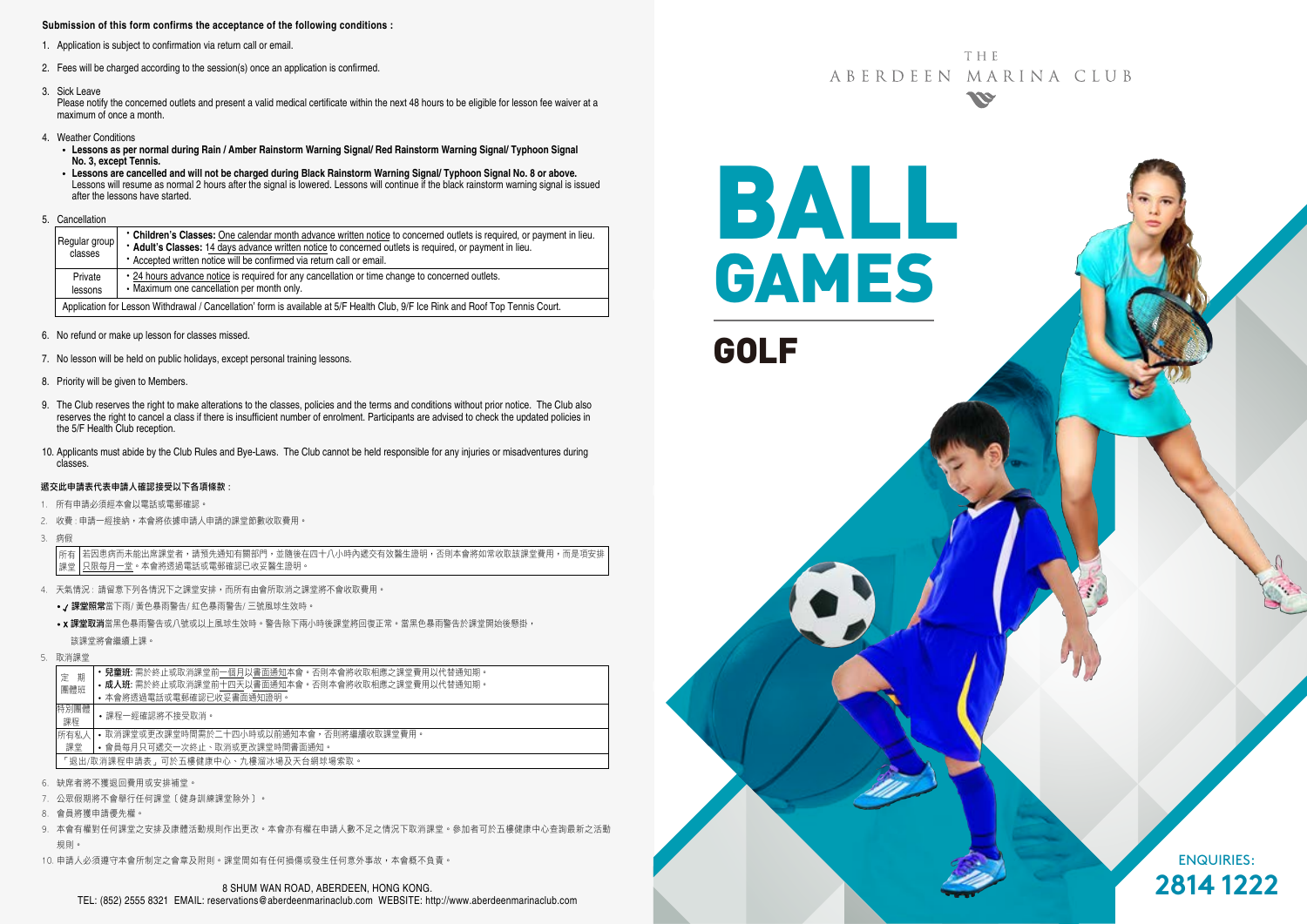**Submission of this form confirms the acceptance of the following conditions :**

1. Application is subject to confirmation via return call or email.
2. Fees will be charged according to the session(s) once an application is confirmed.
3. Sick Leave
   Please notify the concerned outlets and present a valid medical certificate within the next 48 hours to be eligible for lesson fee waiver at a maximum of once a month.
4. Weather Conditions
   - **Lessons as per normal during Rain / Amber Rainstorm Warning Signal/ Red Rainstorm Warning Signal/ Typhoon Signal No. 3, except Tennis.**
   - **Lessons are cancelled and will not be charged during Black Rainstorm Warning Signal/ Typhoon Signal No. 8 or above.** Lessons will resume as normal 2 hours after the signal is lowered. Lessons will continue if the black rainstorm warning signal is issued after the lessons have started.
5. Cancellation

| | |
|---|---|
| Regular group classes | • **Children's Classes:** One calendar month advance written notice to concerned outlets is required, or payment in lieu. • **Adult's Classes:** 14 days advance written notice to concerned outlets is required, or payment in lieu. • Accepted written notice will be confirmed via return call or email. |
| Private lessons | • 24 hours advance notice is required for any cancellation or time change to concerned outlets. • Maximum one cancellation per month only. |
| Application for Lesson Withdrawal / Cancellation' form is available at 5/F Health Club, 9/F Ice Rink and Roof Top Tennis Court. | |

6. No refund or make up lesson for classes missed.
7. No lesson will be held on public holidays, except personal training lessons.
8. Priority will be given to Members.
9. The Club reserves the right to make alterations to the classes, policies and the terms and conditions without prior notice. The Club also reserves the right to cancel a class if there is insufficient number of enrolment. Participants are advised to check the updated policies in the 5/F Health Club reception.
10. Applicants must abide by the Club Rules and Bye-Laws. The Club cannot be held responsible for any injuries or misadventures during classes.

**遞交此申請表代表申請人確認接受以下各項條款：**

1. 所有申請必須經本會以電話或電郵確認。
2. 收費：申請一經接納，本會將依據申請人申請的課堂節數收取費用。
3. 病假

| | |
|---|---|
| 所有課堂 | 若因患病而未能出席課堂者，請預先通知有關部門，並隨後在四十八小時內遞交有效醫生證明，否則本會將如常收取該課堂費用，而是項安排只限每月一堂。本會將透過電話或電郵確認已收妥醫生證明。 |

4. 天氣情況：請留意下列各情況下之課堂安排，而所有由會所取消之課堂將不會收取費用。
   - ✓ **課堂照常**當下雨/ 黃色暴雨警告/ 紅色暴雨警告/ 三號風球生效時。
   - x **課堂取消**當黑色暴雨警告或八號或以上風球生效時。警告除下兩小時後課堂將回復正常。當黑色暴雨警告於課堂開始後懸掛，該課堂將會繼續上課。
5. 取消課堂

| | |
|---|---|
| 定期團體班 | • **兒童班:** 需於終止或取消課堂前一個月以書面通知本會。否則本會將收取相應之課堂費用以代替通知期。 • **成人班:** 需於終止或取消課堂前十四天以書面通知本會。否則本會將收取相應之課堂費用以代替通知期。 • 本會將透過電話或電郵確認已收妥書面通知證明。 |
| 特別團體課程 | • 課程一經確認將不接受取消。 |
| 所有私人課堂 | • 取消課堂或更改課堂時間需於二十四小時或以前通知本會，否則將繼續收取課堂費用。 • 會員每月只可遞交一次終止、取消或更改課堂時間書面通知。 |
| 「退出/取消課程申請表」可於五樓健康中心、九樓溜冰場及天台網球場索取。 | |

6. 缺席者將不獲退回費用或安排補堂。
7. 公眾假期將不會舉行任何課堂〔健身訓練課堂除外〕。
8. 會員將獲申請優先權。
9. 本會有權對任何課堂之安排及康體活動規則作出更改。本會亦有權在申請人數不足之情況下取消課堂。參加者可於五樓健康中心查詢最新之活動規則。
10. 申請人必須遵守本會所制定之會章及附則。課堂間如有任何損傷或發生任何意外事故，本會概不負責。

8 SHUM WAN ROAD, ABERDEEN, HONG KONG.
TEL: (852) 2555 8321 EMAIL: reservations@aberdeenmarinaclub.com WEBSITE: http://www.aberdeenmarinaclub.com

THE ABERDEEN MARINA CLUB

# BALL GAMES

## GOLF

ENQUIRIES:
**2814 1222**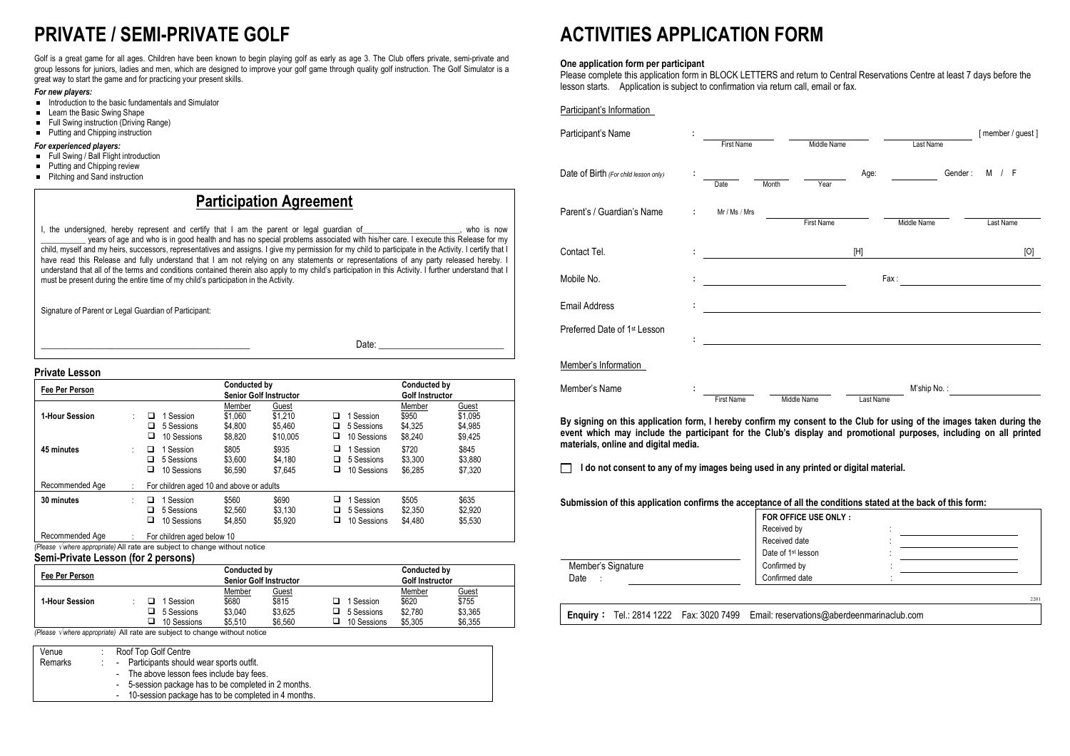# PRIVATE / SEMI-PRIVATE GOLF

Golf is a great game for all ages. Children have been known to begin playing golf as early as age 3. The Club offers private, semi-private and group lessons for juniors, ladies and men, which are designed to improve your golf game through quality golf instruction. The Golf Simulator is a great way to start the game and for practicing your present skills.

***For new players:***

- Introduction to the basic fundamentals and Simulator
- Learn the Basic Swing Shape
- Full Swing instruction (Driving Range)
- Putting and Chipping instruction

***For experienced players:***

- Full Swing / Ball Flight introduction
- Putting and Chipping review
- Pitching and Sand instruction

## Participation Agreement

I, the undersigned, hereby represent and certify that I am the parent or legal guardian of________________________, who is now ___________ years of age and who is in good health and has no special problems associated with his/her care. I execute this Release for my child, myself and my heirs, successors, representatives and assigns. I give my permission for my child to participate in the Activity. I certify that I have read this Release and fully understand that I am not relying on any statements or representations of any party released hereby. I understand that all of the terms and conditions contained therein also apply to my child's participation in this Activity. I further understand that I must be present during the entire time of my child's participation in the Activity.

Signature of Parent or Legal Guardian of Participant:

______________________________________________ Date: ___________________________

### Private Lesson

| Fee Per Person | | Conducted by Senior Golf Instructor | | | Conducted by Golf Instructor | |
|---|---|---|---|---|---|---|
| | | Member | Guest | | Member | Guest |
| 1-Hour Session | ❑ 1 Session | $1,060 | $1,210 | ❑ 1 Session | $950 | $1,095 |
| | ❑ 5 Sessions | $4,800 | $5,460 | ❑ 5 Sessions | $4,325 | $4,985 |
| | ❑ 10 Sessions | $8,820 | $10,005 | ❑ 10 Sessions | $8,240 | $9,425 |
| 45 minutes | ❑ 1 Session | $805 | $935 | ❑ 1 Session | $720 | $845 |
| | ❑ 5 Sessions | $3,600 | $4,180 | ❑ 5 Sessions | $3,300 | $3,880 |
| | ❑ 10 Sessions | $6,590 | $7,645 | ❑ 10 Sessions | $6,285 | $7,320 |
| Recommended Age | For children aged 10 and above or adults | | | | | |
| 30 minutes | ❑ 1 Session | $560 | $690 | ❑ 1 Session | $505 | $635 |
| | ❑ 5 Sessions | $2,560 | $3,130 | ❑ 5 Sessions | $2,350 | $2,920 |
| | ❑ 10 Sessions | $4,850 | $5,920 | ❑ 10 Sessions | $4,480 | $5,530 |
| Recommended Age | For children aged below 10 | | | | | |

*(Please √ where appropriate)* All rate are subject to change without notice

### Semi-Private Lesson (for 2 persons)

| Fee Per Person | | Conducted by Senior Golf Instructor | | | Conducted by Golf Instructor | |
|---|---|---|---|---|---|---|
| | | Member | Guest | | Member | Guest |
| 1-Hour Session | ❑ 1 Session | $680 | $815 | ❑ 1 Session | $620 | $755 |
| | ❑ 5 Sessions | $3,040 | $3,625 | ❑ 5 Sessions | $2,780 | $3,365 |
| | ❑ 10 Sessions | $5,510 | $6,560 | ❑ 10 Sessions | $5,305 | $6,355 |

*(Please √ where appropriate)* All rate are subject to change without notice

| | |
|---|---|
| Venue | Roof Top Golf Centre |
| Remarks | - Participants should wear sports outfit.<br>- The above lesson fees include bay fees.<br>- 5-session package has to be completed in 2 months.<br>- 10-session package has to be completed in 4 months. |

# ACTIVITIES APPLICATION FORM

**One application form per participant**

Please complete this application form in BLOCK LETTERS and return to Central Reservations Centre at least 7 days before the lesson starts. Application is subject to confirmation via return call, email or fax.

Participant's Information

Participant's Name : ____________ ____________ ____________ [ member / guest ]
First Name Middle Name Last Name

Date of Birth *(For child lesson only)* : ______ ______ ______ Age: ________ Gender : M / F
Date Month Year

Parent's / Guardian's Name : Mr / Ms / Mrs ____________ ____________ ____________
First Name Middle Name Last Name

Contact Tel. : ______________________ [H] ______________________ [O]

Mobile No. : ______________________ Fax : ______________________

Email Address : ______________________

Preferred Date of 1st Lesson : ______________________

Member's Information

Member's Name : ____________ ____________ ____________ M'ship No. : ____________
First Name Middle Name Last Name

**By signing on this application form, I hereby confirm my consent to the Club for using of the images taken during the event which may include the participant for the Club's display and promotional purposes, including on all printed materials, online and digital media.**

☐ **I do not consent to any of my images being used in any printed or digital material.**

**Submission of this application confirms the acceptance of all the conditions stated at the back of this form:**

______________________
Member's Signature
Date : ______________________

| **FOR OFFICE USE ONLY :** | |
|---|---|
| Received by | : |
| Received date | : |
| Date of 1st lesson | : |
| Confirmed by | : |
| Confirmed date | : |

2201

**Enquiry :** Tel.: 2814 1222 Fax: 3020 7499 Email: reservations@aberdeenmarinaclub.com